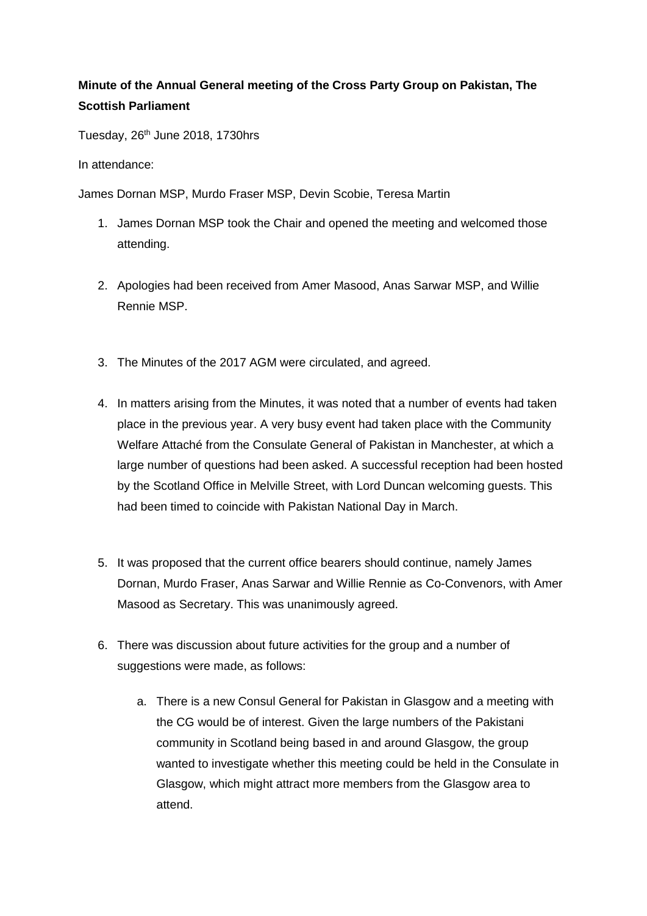**Minute of the Annual General meeting of the Cross Party Group on Pakistan, The Scottish Parliament**

Tuesday, 26th June 2018, 1730hrs

In attendance:

James Dornan MSP, Murdo Fraser MSP, Devin Scobie, Teresa Martin

1. James Dornan MSP took the Chair and opened the meeting and welcomed those attending.

2. Apologies had been received from Amer Masood, Anas Sarwar MSP, and Willie Rennie MSP.

3. The Minutes of the 2017 AGM were circulated, and agreed.

4. In matters arising from the Minutes, it was noted that a number of events had taken place in the previous year. A very busy event had taken place with the Community Welfare Attaché from the Consulate General of Pakistan in Manchester, at which a large number of questions had been asked. A successful reception had been hosted by the Scotland Office in Melville Street, with Lord Duncan welcoming guests. This had been timed to coincide with Pakistan National Day in March.

5. It was proposed that the current office bearers should continue, namely James Dornan, Murdo Fraser, Anas Sarwar and Willie Rennie as Co-Convenors, with Amer Masood as Secretary. This was unanimously agreed.

6. There was discussion about future activities for the group and a number of suggestions were made, as follows:

    a. There is a new Consul General for Pakistan in Glasgow and a meeting with the CG would be of interest. Given the large numbers of the Pakistani community in Scotland being based in and around Glasgow, the group wanted to investigate whether this meeting could be held in the Consulate in Glasgow, which might attract more members from the Glasgow area to attend.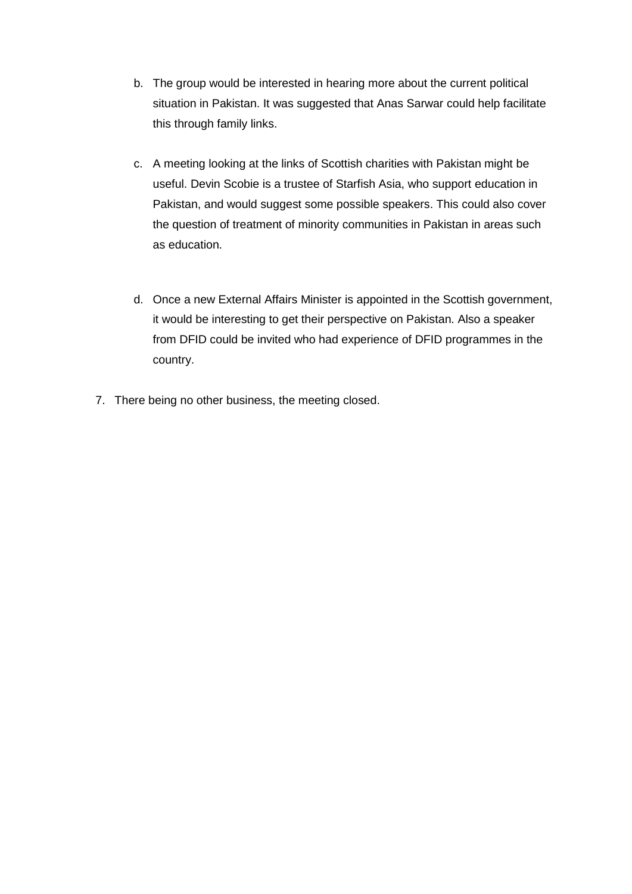b. The group would be interested in hearing more about the current political situation in Pakistan. It was suggested that Anas Sarwar could help facilitate this through family links.

c. A meeting looking at the links of Scottish charities with Pakistan might be useful. Devin Scobie is a trustee of Starfish Asia, who support education in Pakistan, and would suggest some possible speakers. This could also cover the question of treatment of minority communities in Pakistan in areas such as education.

d. Once a new External Affairs Minister is appointed in the Scottish government, it would be interesting to get their perspective on Pakistan. Also a speaker from DFID could be invited who had experience of DFID programmes in the country.

7. There being no other business, the meeting closed.